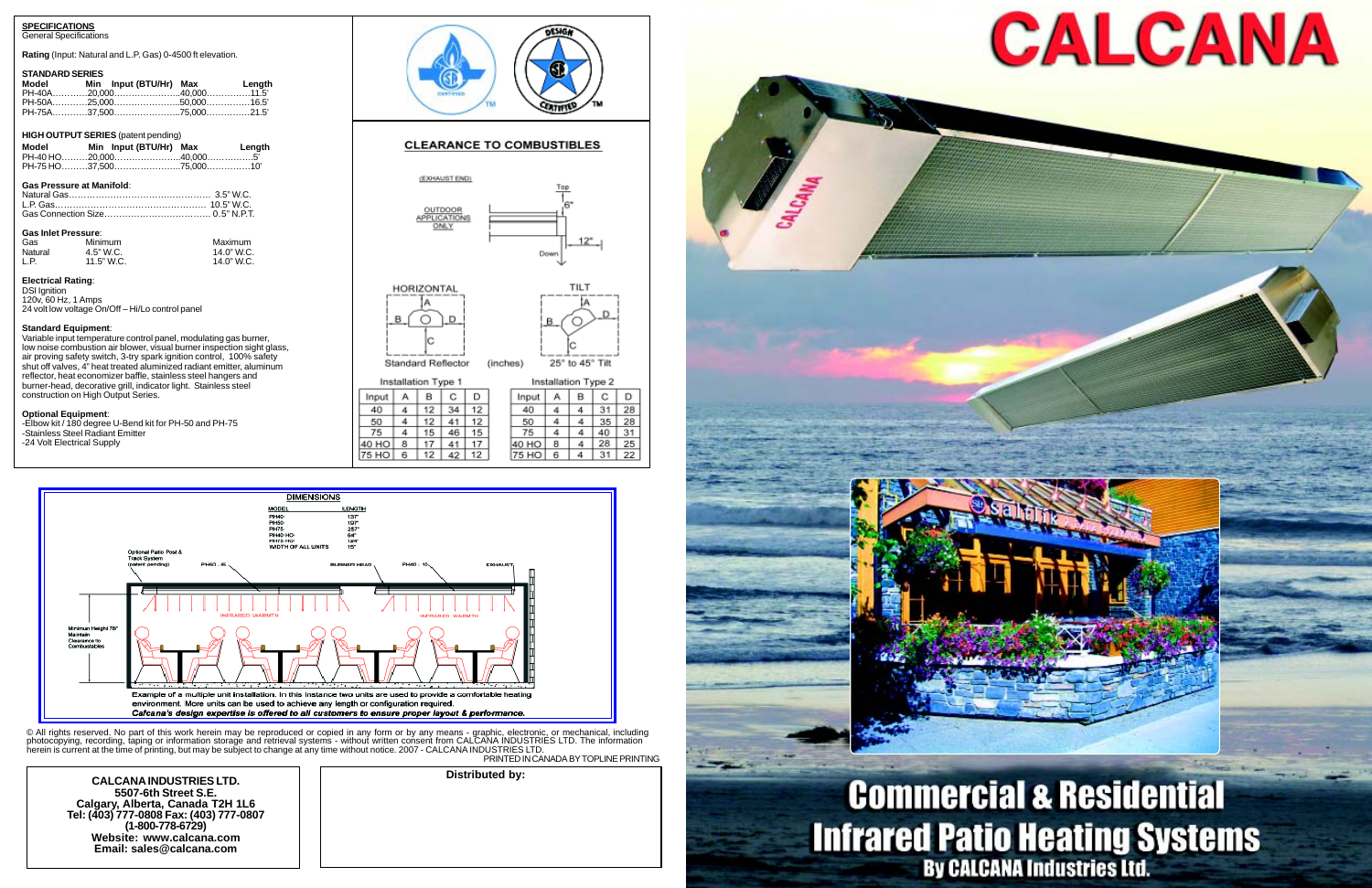## SPECIFICATIONS

General Specifications

**Rating** (Input: Natural and L.P. Gas) 0-4500 ft elevation.

### STANDARD SERIES

| Model | Min Input (BTU/Hr) | Max | Length |
|---|---|---|---|
| PH-40A | 20,000 | 40,000 | 11.5' |
| PH-50A | 25,000 | 50,000 | 16.5' |
| PH-75A | 37,500 | 75,000 | 21.5' |

### HIGH OUTPUT SERIES (patent pending)

| Model | Min Input (BTU/Hr) | Max | Length |
|---|---|---|---|
| PH-40 HO | 20,000 | 40,000 | 5' |
| PH-75 HO | 37,500 | 75,000 | 10' |

**Gas Pressure at Manifold**:

- Natural Gas ... 3.5" W.C.
- L.P. Gas ... 10.5" W.C.
- Gas Connection Size ... 0.5" N.P.T.

**Gas Inlet Pressure**:

| Gas | Minimum | Maximum |
|---|---|---|
| Natural | 4.5" W.C. | 14.0" W.C. |
| L.P. | 11.5" W.C. | 14.0" W.C. |

**Electrical Rating**:
DSI Ignition
120v, 60 Hz, 1 Amps
24 volt low voltage On/Off – Hi/Lo control panel

**Standard Equipment**:
Variable input temperature control panel, modulating gas burner, low noise combustion air blower, visual burner inspection sight glass, air proving safety switch, 3-try spark ignition control, 100% safety shut off valves, 4" heat treated aluminized radiant emitter, aluminum reflector, heat economizer baffle, stainless steel hangers and burner-head, decorative grill, indicator light. Stainless steel construction on High Output Series.

**Optional Equipment**:
- Elbow kit / 180 degree U-Bend kit for PH-50 and PH-75
- Stainless Steel Radiant Emitter
- 24 Volt Electrical Supply

## CLEARANCE TO COMBUSTIBLES

(EXHAUST END) OUTDOOR APPLICATIONS ONLY — Top 6" — Down 12"

HORIZONTAL — Standard Reflector (inches) — TILT 25° to 45° Tilt

Installation Type 1

| Input | A | B | C | D |
|---|---|---|---|---|
| 40 | 4 | 12 | 34 | 12 |
| 50 | 4 | 12 | 41 | 12 |
| 75 | 4 | 15 | 46 | 15 |
| 40 HO | 8 | 17 | 41 | 17 |
| 75 HO | 6 | 12 | 42 | 12 |

Installation Type 2

| Input | A | B | C | D |
|---|---|---|---|---|
| 40 | 4 | 4 | 31 | 28 |
| 50 | 4 | 4 | 35 | 28 |
| 75 | 4 | 4 | 40 | 31 |
| 40 HO | 8 | 4 | 28 | 25 |
| 75 HO | 6 | 4 | 31 | 22 |

## DIMENSIONS

| MODEL | LENGTH |
|---|---|
| PH40 | 137" |
| PH50 | 197" |
| PH75 | 257" |
| PH40-HO | 64" |
| PH75-HO | 124" |
| WIDTH OF ALL UNITS | 15" |

Optional Patio Post & Track System (patent pending) — PH50 - 16 — BURNER HEAD — PH50 - 16 — EXHAUST — INFRARED WARMTH — Minimum Height 78" Maintain Clearance to Combustibles

Example of a multiple unit installation. In this instance two units are used to provide a comfortable heating environment. More units can be used to achieve any length or configuration required.
*Calcana's design expertise is offered to all customers to ensure proper layout & performance.*

© All rights reserved. No part of this work herein may be reproduced or copied in any form or by any means - graphic, electronic, or mechanical, including photocopying, recording, taping or information storage and retrieval systems - without written consent from CALCANA INDUSTRIES LTD. The information herein is current at the time of printing, but may be subject to change at any time without notice. 2007 - CALCANA INDUSTRIES LTD.

PRINTED IN CANADA BY TOPLINE PRINTING

**CALCANA INDUSTRIES LTD.**
**5507-6th Street S.E.**
**Calgary, Alberta, Canada T2H 1L6**
**Tel: (403) 777-0808 Fax: (403) 777-0807**
**(1-800-778-6729)**
**Website: www.calcana.com**
**Email: sales@calcana.com**

**Distributed by:**

# CALCANA

# Commercial & Residential Infrared Patio Heating Systems

## By CALCANA Industries Ltd.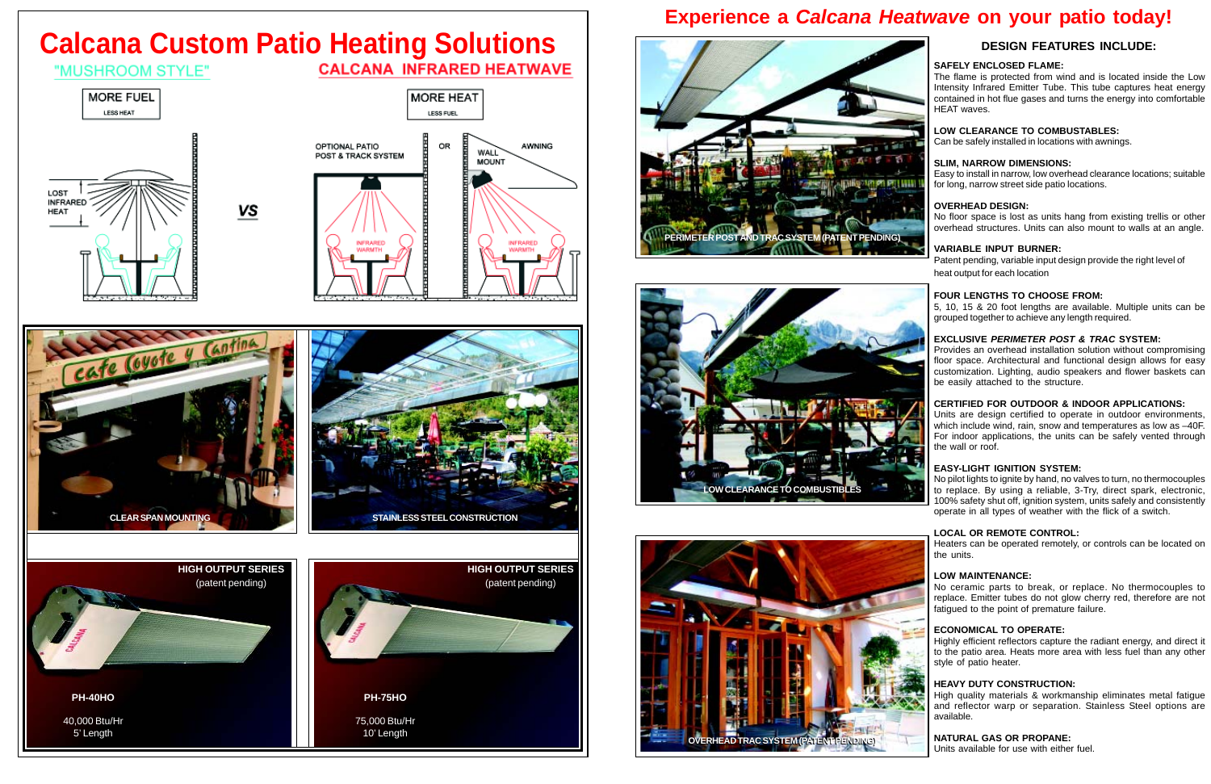# Calcana Custom Patio Heating Solutions

"MUSHROOM STYLE"

MORE FUEL
LESS HEAT

LOST INFRARED HEAT

VS

CALCANA INFRARED HEATWAVE

MORE HEAT
LESS FUEL

OPTIONAL PATIO POST & TRACK SYSTEM

OR

WALL MOUNT

AWNING

INFRARED WARMTH

INFRARED WARMTH

CLEAR SPAN MOUNTING

STAINLESS STEEL CONSTRUCTION

**HIGH OUTPUT SERIES**
(patent pending)

**PH-40HO**
40,000 Btu/Hr
5' Length

**HIGH OUTPUT SERIES**
(patent pending)

**PH-75HO**
75,000 Btu/Hr
10' Length

## Experience a *Calcana Heatwave* on your patio today!

PERIMETER POST AND TRAC SYSTEM (PATENT PENDING)

LOW CLEARANCE TO COMBUSTIBLES

OVERHEAD TRAC SYSTEM (PATENT PENDING)

### DESIGN FEATURES INCLUDE:

**SAFELY ENCLOSED FLAME:**
The flame is protected from wind and is located inside the Low Intensity Infrared Emitter Tube. This tube captures heat energy contained in hot flue gases and turns the energy into comfortable HEAT waves.

**LOW CLEARANCE TO COMBUSTABLES:**
Can be safely installed in locations with awnings.

**SLIM, NARROW DIMENSIONS:**
Easy to install in narrow, low overhead clearance locations; suitable for long, narrow street side patio locations.

**OVERHEAD DESIGN:**
No floor space is lost as units hang from existing trellis or other overhead structures. Units can also mount to walls at an angle.

**VARIABLE INPUT BURNER:**
Patent pending, variable input design provide the right level of heat output for each location

**FOUR LENGTHS TO CHOOSE FROM:**
5, 10, 15 & 20 foot lengths are available. Multiple units can be grouped together to achieve any length required.

**EXCLUSIVE *PERIMETER POST & TRAC* SYSTEM:**
Provides an overhead installation solution without compromising floor space. Architectural and functional design allows for easy customization. Lighting, audio speakers and flower baskets can be easily attached to the structure.

**CERTIFIED FOR OUTDOOR & INDOOR APPLICATIONS:**
Units are design certified to operate in outdoor environments, which include wind, rain, snow and temperatures as low as –40F. For indoor applications, the units can be safely vented through the wall or roof.

**EASY-LIGHT IGNITION SYSTEM:**
No pilot lights to ignite by hand, no valves to turn, no thermocouples to replace. By using a reliable, 3-Try, direct spark, electronic, 100% safety shut off, ignition system, units safely and consistently operate in all types of weather with the flick of a switch.

**LOCAL OR REMOTE CONTROL:**
Heaters can be operated remotely, or controls can be located on the units.

**LOW MAINTENANCE:**
No ceramic parts to break, or replace. No thermocouples to replace. Emitter tubes do not glow cherry red, therefore are not fatigued to the point of premature failure.

**ECONOMICAL TO OPERATE:**
Highly efficient reflectors capture the radiant energy, and direct it to the patio area. Heats more area with less fuel than any other style of patio heater.

**HEAVY DUTY CONSTRUCTION:**
High quality materials & workmanship eliminates metal fatigue and reflector warp or separation. Stainless Steel options are available.

**NATURAL GAS OR PROPANE:**
Units available for use with either fuel.